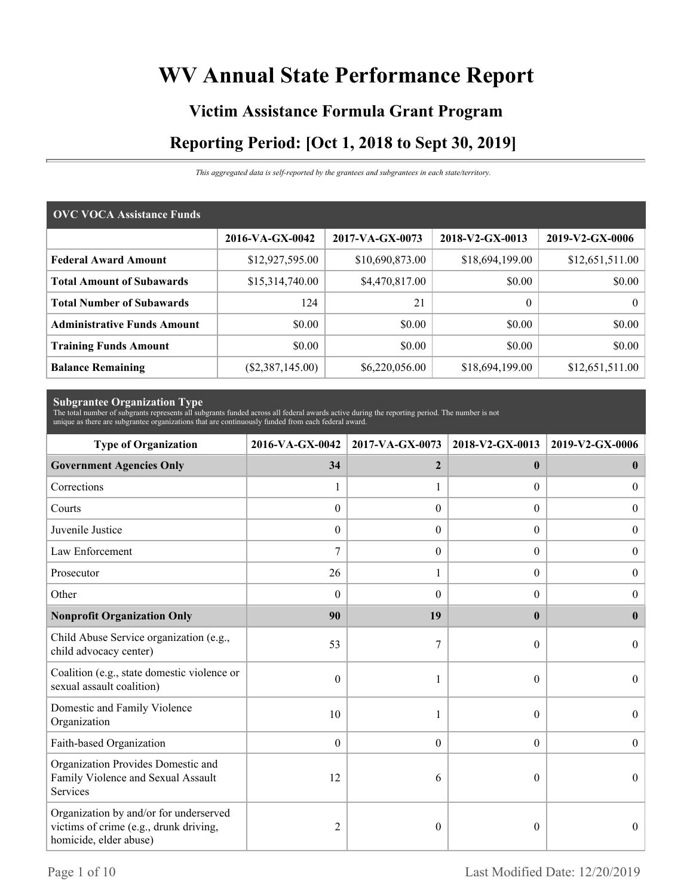# WV Annual State Performance Report

## Victim Assistance Formula Grant Program

## Reporting Period: [Oct 1, 2018 to Sept 30, 2019]

*This aggregated data is self-reported by the grantees and subgrantees in each state/territory.*

| OVC VOCA Assistance Funds | 2016-VA-GX-0042 | 2017-VA-GX-0073 | 2018-V2-GX-0013 | 2019-V2-GX-0006 |
|---|---|---|---|---|
| **Federal Award Amount** | $12,927,595.00 | $10,690,873.00 | $18,694,199.00 | $12,651,511.00 |
| **Total Amount of Subawards** | $15,314,740.00 | $4,470,817.00 | $0.00 | $0.00 |
| **Total Number of Subawards** | 124 | 21 | 0 | 0 |
| **Administrative Funds Amount** | $0.00 | $0.00 | $0.00 | $0.00 |
| **Training Funds Amount** | $0.00 | $0.00 | $0.00 | $0.00 |
| **Balance Remaining** | ($2,387,145.00) | $6,220,056.00 | $18,694,199.00 | $12,651,511.00 |

**Subgrantee Organization Type**

The total number of subgrants represents all subgrants funded across all federal awards active during the reporting period. The number is not unique as there are subgrantee organizations that are continuously funded from each federal award.

| Type of Organization | 2016-VA-GX-0042 | 2017-VA-GX-0073 | 2018-V2-GX-0013 | 2019-V2-GX-0006 |
|---|---|---|---|---|
| **Government Agencies Only** | **34** | **2** | **0** | **0** |
| Corrections | 1 | 1 | 0 | 0 |
| Courts | 0 | 0 | 0 | 0 |
| Juvenile Justice | 0 | 0 | 0 | 0 |
| Law Enforcement | 7 | 0 | 0 | 0 |
| Prosecutor | 26 | 1 | 0 | 0 |
| Other | 0 | 0 | 0 | 0 |
| **Nonprofit Organization Only** | **90** | **19** | **0** | **0** |
| Child Abuse Service organization (e.g., child advocacy center) | 53 | 7 | 0 | 0 |
| Coalition (e.g., state domestic violence or sexual assault coalition) | 0 | 1 | 0 | 0 |
| Domestic and Family Violence Organization | 10 | 1 | 0 | 0 |
| Faith-based Organization | 0 | 0 | 0 | 0 |
| Organization Provides Domestic and Family Violence and Sexual Assault Services | 12 | 6 | 0 | 0 |
| Organization by and/or for underserved victims of crime (e.g., drunk driving, homicide, elder abuse) | 2 | 0 | 0 | 0 |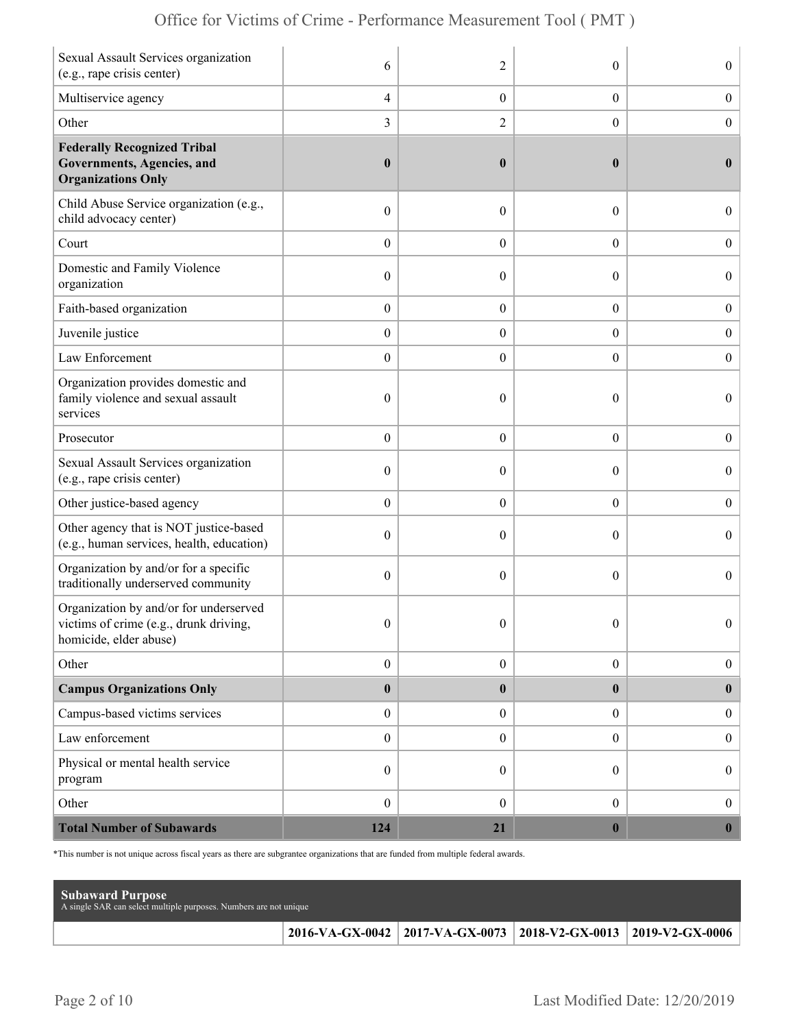| | | | | |
|---|---|---|---|---|
| Sexual Assault Services organization (e.g., rape crisis center) | 6 | 2 | 0 | 0 |
| Multiservice agency | 4 | 0 | 0 | 0 |
| Other | 3 | 2 | 0 | 0 |
| **Federally Recognized Tribal Governments, Agencies, and Organizations Only** | **0** | **0** | **0** | **0** |
| Child Abuse Service organization (e.g., child advocacy center) | 0 | 0 | 0 | 0 |
| Court | 0 | 0 | 0 | 0 |
| Domestic and Family Violence organization | 0 | 0 | 0 | 0 |
| Faith-based organization | 0 | 0 | 0 | 0 |
| Juvenile justice | 0 | 0 | 0 | 0 |
| Law Enforcement | 0 | 0 | 0 | 0 |
| Organization provides domestic and family violence and sexual assault services | 0 | 0 | 0 | 0 |
| Prosecutor | 0 | 0 | 0 | 0 |
| Sexual Assault Services organization (e.g., rape crisis center) | 0 | 0 | 0 | 0 |
| Other justice-based agency | 0 | 0 | 0 | 0 |
| Other agency that is NOT justice-based (e.g., human services, health, education) | 0 | 0 | 0 | 0 |
| Organization by and/or for a specific traditionally underserved community | 0 | 0 | 0 | 0 |
| Organization by and/or for underserved victims of crime (e.g., drunk driving, homicide, elder abuse) | 0 | 0 | 0 | 0 |
| Other | 0 | 0 | 0 | 0 |
| **Campus Organizations Only** | **0** | **0** | **0** | **0** |
| Campus-based victims services | 0 | 0 | 0 | 0 |
| Law enforcement | 0 | 0 | 0 | 0 |
| Physical or mental health service program | 0 | 0 | 0 | 0 |
| Other | 0 | 0 | 0 | 0 |
| **Total Number of Subawards** | **124** | **21** | **0** | **0** |

*This number is not unique across fiscal years as there are subgrantee organizations that are funded from multiple federal awards.

**Subaward Purpose**
A single SAR can select multiple purposes. Numbers are not unique

| | 2016-VA-GX-0042 | 2017-VA-GX-0073 | 2018-V2-GX-0013 | 2019-V2-GX-0006 |
|---|---|---|---|---|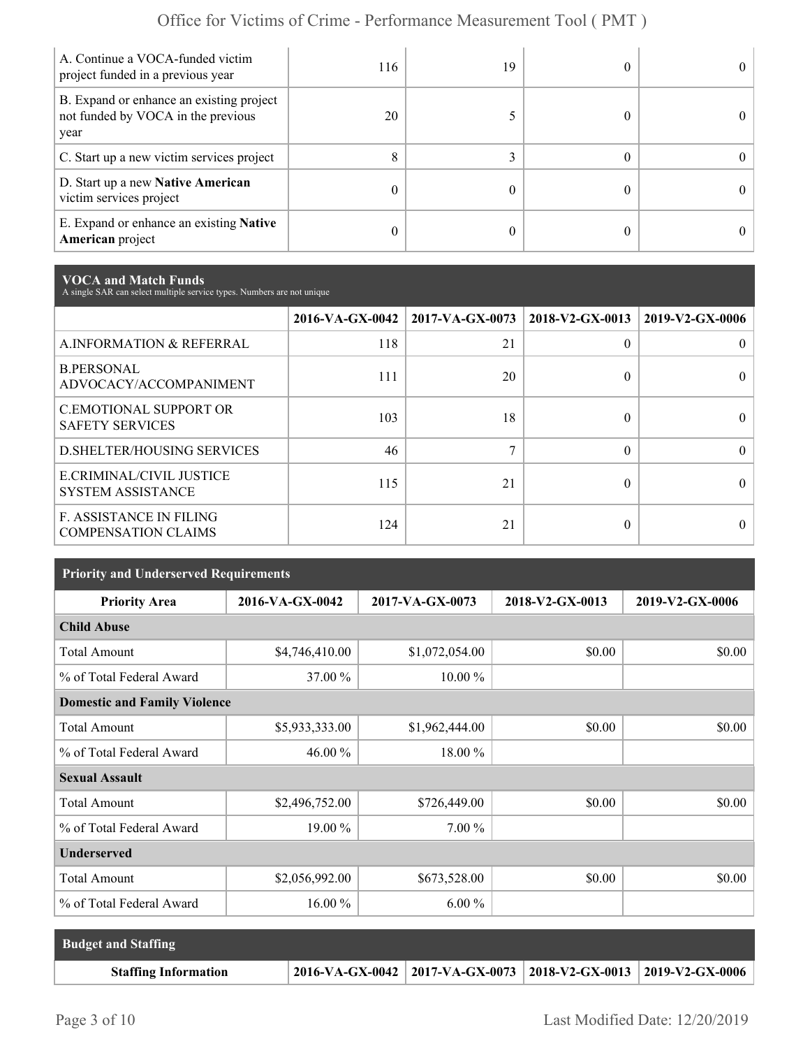| | | | | |
|---|---|---|---|---|
| A. Continue a VOCA-funded victim project funded in a previous year | 116 | 19 | 0 | 0 |
| B. Expand or enhance an existing project not funded by VOCA in the previous year | 20 | 5 | 0 | 0 |
| C. Start up a new victim services project | 8 | 3 | 0 | 0 |
| D. Start up a new **Native American** victim services project | 0 | 0 | 0 | 0 |
| E. Expand or enhance an existing **Native American** project | 0 | 0 | 0 | 0 |

## VOCA and Match Funds

A single SAR can select multiple service types. Numbers are not unique

| | 2016-VA-GX-0042 | 2017-VA-GX-0073 | 2018-V2-GX-0013 | 2019-V2-GX-0006 |
|---|---|---|---|---|
| A.INFORMATION & REFERRAL | 118 | 21 | 0 | 0 |
| B.PERSONAL ADVOCACY/ACCOMPANIMENT | 111 | 20 | 0 | 0 |
| C.EMOTIONAL SUPPORT OR SAFETY SERVICES | 103 | 18 | 0 | 0 |
| D.SHELTER/HOUSING SERVICES | 46 | 7 | 0 | 0 |
| E.CRIMINAL/CIVIL JUSTICE SYSTEM ASSISTANCE | 115 | 21 | 0 | 0 |
| F. ASSISTANCE IN FILING COMPENSATION CLAIMS | 124 | 21 | 0 | 0 |

## Priority and Underserved Requirements

| Priority Area | 2016-VA-GX-0042 | 2017-VA-GX-0073 | 2018-V2-GX-0013 | 2019-V2-GX-0006 |
|---|---|---|---|---|
| **Child Abuse** | | | | |
| Total Amount | $4,746,410.00 | $1,072,054.00 | $0.00 | $0.00 |
| % of Total Federal Award | 37.00 % | 10.00 % | | |
| **Domestic and Family Violence** | | | | |
| Total Amount | $5,933,333.00 | $1,962,444.00 | $0.00 | $0.00 |
| % of Total Federal Award | 46.00 % | 18.00 % | | |
| **Sexual Assault** | | | | |
| Total Amount | $2,496,752.00 | $726,449.00 | $0.00 | $0.00 |
| % of Total Federal Award | 19.00 % | 7.00 % | | |
| **Underserved** | | | | |
| Total Amount | $2,056,992.00 | $673,528.00 | $0.00 | $0.00 |
| % of Total Federal Award | 16.00 % | 6.00 % | | |

## Budget and Staffing

| Staffing Information | 2016-VA-GX-0042 | 2017-VA-GX-0073 | 2018-V2-GX-0013 | 2019-V2-GX-0006 |
|---|---|---|---|---|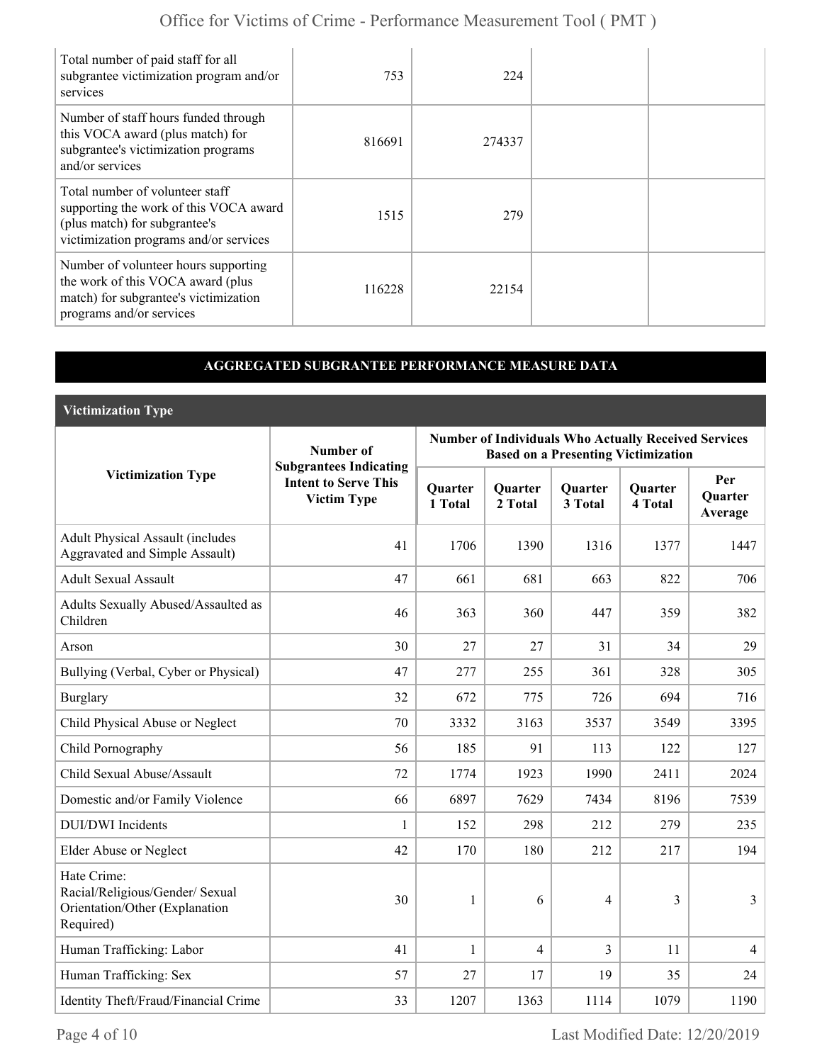| | | | | |
|---|---|---|---|---|
| Total number of paid staff for all subgrantee victimization program and/or services | 753 | 224 | | |
| Number of staff hours funded through this VOCA award (plus match) for subgrantee's victimization programs and/or services | 816691 | 274337 | | |
| Total number of volunteer staff supporting the work of this VOCA award (plus match) for subgrantee's victimization programs and/or services | 1515 | 279 | | |
| Number of volunteer hours supporting the work of this VOCA award (plus match) for subgrantee's victimization programs and/or services | 116228 | 22154 | | |

## AGGREGATED SUBGRANTEE PERFORMANCE MEASURE DATA

### Victimization Type

| Victimization Type | Number of Subgrantees Indicating Intent to Serve This Victim Type | Number of Individuals Who Actually Received Services Based on a Presenting Victimization | | | | |
|---|---|---|---|---|---|---|
| | | Quarter 1 Total | Quarter 2 Total | Quarter 3 Total | Quarter 4 Total | Per Quarter Average |
| Adult Physical Assault (includes Aggravated and Simple Assault) | 41 | 1706 | 1390 | 1316 | 1377 | 1447 |
| Adult Sexual Assault | 47 | 661 | 681 | 663 | 822 | 706 |
| Adults Sexually Abused/Assaulted as Children | 46 | 363 | 360 | 447 | 359 | 382 |
| Arson | 30 | 27 | 27 | 31 | 34 | 29 |
| Bullying (Verbal, Cyber or Physical) | 47 | 277 | 255 | 361 | 328 | 305 |
| Burglary | 32 | 672 | 775 | 726 | 694 | 716 |
| Child Physical Abuse or Neglect | 70 | 3332 | 3163 | 3537 | 3549 | 3395 |
| Child Pornography | 56 | 185 | 91 | 113 | 122 | 127 |
| Child Sexual Abuse/Assault | 72 | 1774 | 1923 | 1990 | 2411 | 2024 |
| Domestic and/or Family Violence | 66 | 6897 | 7629 | 7434 | 8196 | 7539 |
| DUI/DWI Incidents | 1 | 152 | 298 | 212 | 279 | 235 |
| Elder Abuse or Neglect | 42 | 170 | 180 | 212 | 217 | 194 |
| Hate Crime: Racial/Religious/Gender/ Sexual Orientation/Other (Explanation Required) | 30 | 1 | 6 | 4 | 3 | 3 |
| Human Trafficking: Labor | 41 | 1 | 4 | 3 | 11 | 4 |
| Human Trafficking: Sex | 57 | 27 | 17 | 19 | 35 | 24 |
| Identity Theft/Fraud/Financial Crime | 33 | 1207 | 1363 | 1114 | 1079 | 1190 |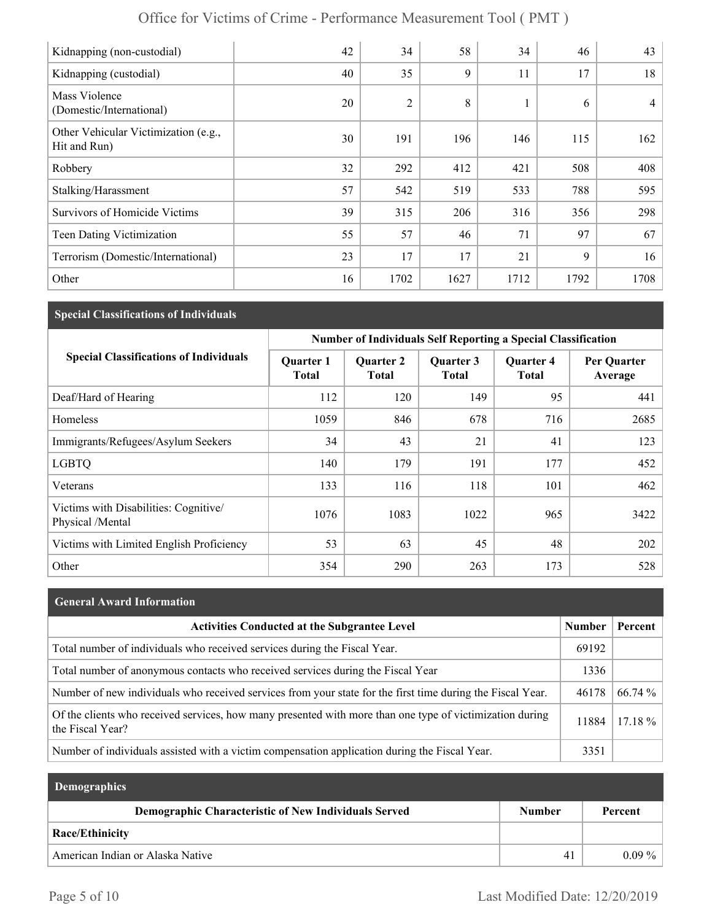| | | | | | | |
|---|---|---|---|---|---|---|
| Kidnapping (non-custodial) | 42 | 34 | 58 | 34 | 46 | 43 |
| Kidnapping (custodial) | 40 | 35 | 9 | 11 | 17 | 18 |
| Mass Violence (Domestic/International) | 20 | 2 | 8 | 1 | 6 | 4 |
| Other Vehicular Victimization (e.g., Hit and Run) | 30 | 191 | 196 | 146 | 115 | 162 |
| Robbery | 32 | 292 | 412 | 421 | 508 | 408 |
| Stalking/Harassment | 57 | 542 | 519 | 533 | 788 | 595 |
| Survivors of Homicide Victims | 39 | 315 | 206 | 316 | 356 | 298 |
| Teen Dating Victimization | 55 | 57 | 46 | 71 | 97 | 67 |
| Terrorism (Domestic/International) | 23 | 17 | 17 | 21 | 9 | 16 |
| Other | 16 | 1702 | 1627 | 1712 | 1792 | 1708 |

## Special Classifications of Individuals

| Special Classifications of Individuals | Number of Individuals Self Reporting a Special Classification | | | | |
|---|---|---|---|---|---|
| | Quarter 1 Total | Quarter 2 Total | Quarter 3 Total | Quarter 4 Total | Per Quarter Average |
| Deaf/Hard of Hearing | 112 | 120 | 149 | 95 | 441 |
| Homeless | 1059 | 846 | 678 | 716 | 2685 |
| Immigrants/Refugees/Asylum Seekers | 34 | 43 | 21 | 41 | 123 |
| LGBTQ | 140 | 179 | 191 | 177 | 452 |
| Veterans | 133 | 116 | 118 | 101 | 462 |
| Victims with Disabilities: Cognitive/ Physical /Mental | 1076 | 1083 | 1022 | 965 | 3422 |
| Victims with Limited English Proficiency | 53 | 63 | 45 | 48 | 202 |
| Other | 354 | 290 | 263 | 173 | 528 |

## General Award Information

| Activities Conducted at the Subgrantee Level | Number | Percent |
|---|---|---|
| Total number of individuals who received services during the Fiscal Year. | 69192 | |
| Total number of anonymous contacts who received services during the Fiscal Year | 1336 | |
| Number of new individuals who received services from your state for the first time during the Fiscal Year. | 46178 | 66.74 % |
| Of the clients who received services, how many presented with more than one type of victimization during the Fiscal Year? | 11884 | 17.18 % |
| Number of individuals assisted with a victim compensation application during the Fiscal Year. | 3351 | |

## Demographics

| Demographic Characteristic of New Individuals Served | Number | Percent |
|---|---|---|
| **Race/Ethinicity** | | |
| American Indian or Alaska Native | 41 | 0.09 % |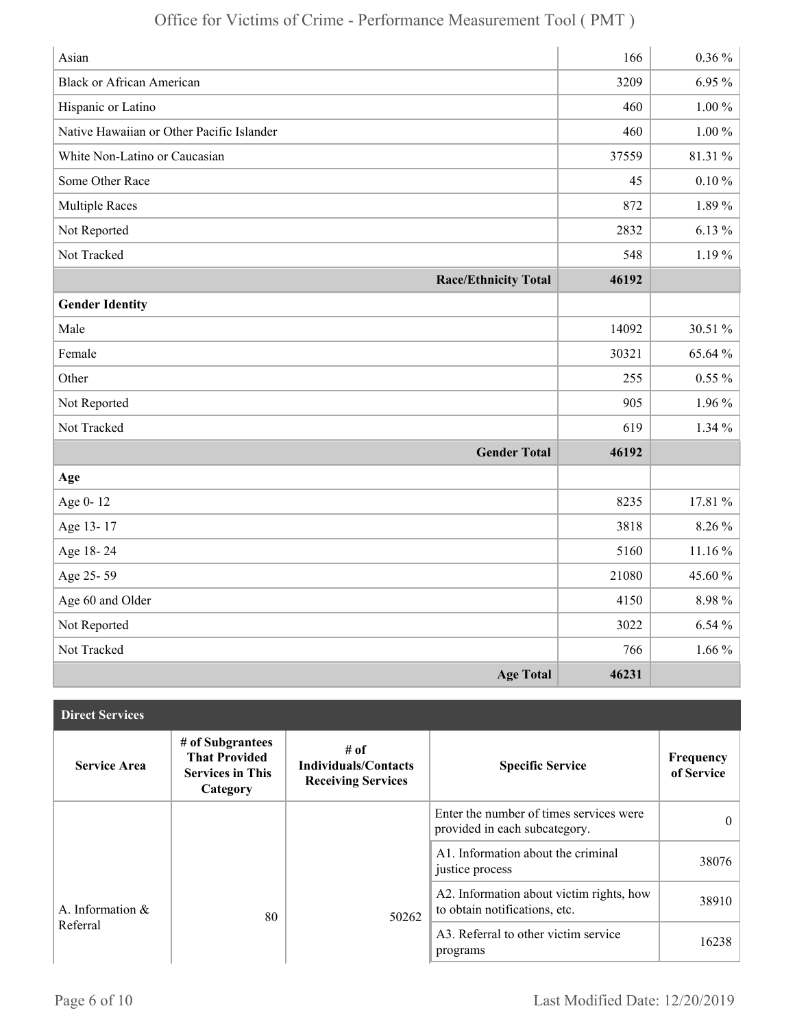| | | |
|---|---|---|
| Asian | 166 | 0.36 % |
| Black or African American | 3209 | 6.95 % |
| Hispanic or Latino | 460 | 1.00 % |
| Native Hawaiian or Other Pacific Islander | 460 | 1.00 % |
| White Non-Latino or Caucasian | 37559 | 81.31 % |
| Some Other Race | 45 | 0.10 % |
| Multiple Races | 872 | 1.89 % |
| Not Reported | 2832 | 6.13 % |
| Not Tracked | 548 | 1.19 % |
| **Race/Ethnicity Total** | **46192** | |
| **Gender Identity** | | |
| Male | 14092 | 30.51 % |
| Female | 30321 | 65.64 % |
| Other | 255 | 0.55 % |
| Not Reported | 905 | 1.96 % |
| Not Tracked | 619 | 1.34 % |
| **Gender Total** | **46192** | |
| **Age** | | |
| Age 0- 12 | 8235 | 17.81 % |
| Age 13- 17 | 3818 | 8.26 % |
| Age 18- 24 | 5160 | 11.16 % |
| Age 25- 59 | 21080 | 45.60 % |
| Age 60 and Older | 4150 | 8.98 % |
| Not Reported | 3022 | 6.54 % |
| Not Tracked | 766 | 1.66 % |
| **Age Total** | **46231** | |

**Direct Services**

| Service Area | # of Subgrantees That Provided Services in This Category | # of Individuals/Contacts Receiving Services | Specific Service | Frequency of Service |
|---|---|---|---|---|
| A. Information & Referral | 80 | 50262 | Enter the number of times services were provided in each subcategory. | 0 |
| | | | A1. Information about the criminal justice process | 38076 |
| | | | A2. Information about victim rights, how to obtain notifications, etc. | 38910 |
| | | | A3. Referral to other victim service programs | 16238 |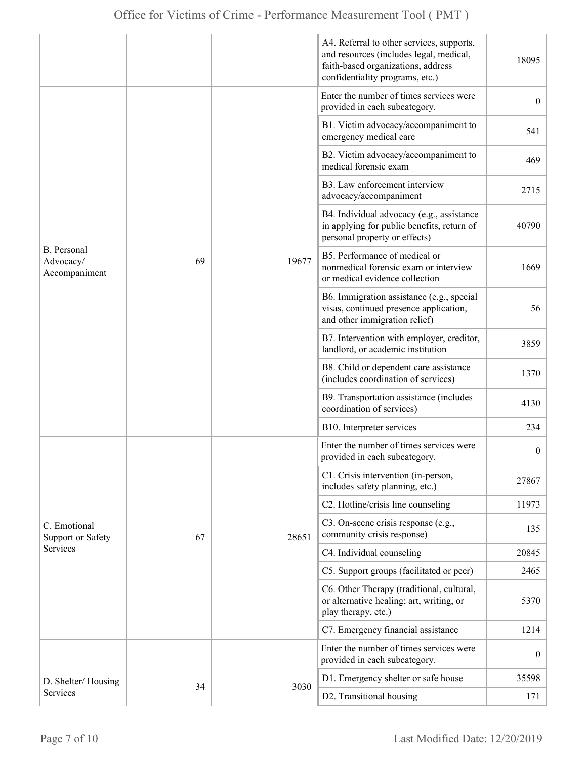| | | | | |
|---|---|---|---|---|
| | | | A4. Referral to other services, supports, and resources (includes legal, medical, faith-based organizations, address confidentiality programs, etc.) | 18095 |
| B. Personal Advocacy/ Accompaniment | 69 | 19677 | Enter the number of times services were provided in each subcategory. | 0 |
| | | | B1. Victim advocacy/accompaniment to emergency medical care | 541 |
| | | | B2. Victim advocacy/accompaniment to medical forensic exam | 469 |
| | | | B3. Law enforcement interview advocacy/accompaniment | 2715 |
| | | | B4. Individual advocacy (e.g., assistance in applying for public benefits, return of personal property or effects) | 40790 |
| | | | B5. Performance of medical or nonmedical forensic exam or interview or medical evidence collection | 1669 |
| | | | B6. Immigration assistance (e.g., special visas, continued presence application, and other immigration relief) | 56 |
| | | | B7. Intervention with employer, creditor, landlord, or academic institution | 3859 |
| | | | B8. Child or dependent care assistance (includes coordination of services) | 1370 |
| | | | B9. Transportation assistance (includes coordination of services) | 4130 |
| | | | B10. Interpreter services | 234 |
| C. Emotional Support or Safety Services | 67 | 28651 | Enter the number of times services were provided in each subcategory. | 0 |
| | | | C1. Crisis intervention (in-person, includes safety planning, etc.) | 27867 |
| | | | C2. Hotline/crisis line counseling | 11973 |
| | | | C3. On-scene crisis response (e.g., community crisis response) | 135 |
| | | | C4. Individual counseling | 20845 |
| | | | C5. Support groups (facilitated or peer) | 2465 |
| | | | C6. Other Therapy (traditional, cultural, or alternative healing; art, writing, or play therapy, etc.) | 5370 |
| | | | C7. Emergency financial assistance | 1214 |
| D. Shelter/ Housing Services | 34 | 3030 | Enter the number of times services were provided in each subcategory. | 0 |
| | | | D1. Emergency shelter or safe house | 35598 |
| | | | D2. Transitional housing | 171 |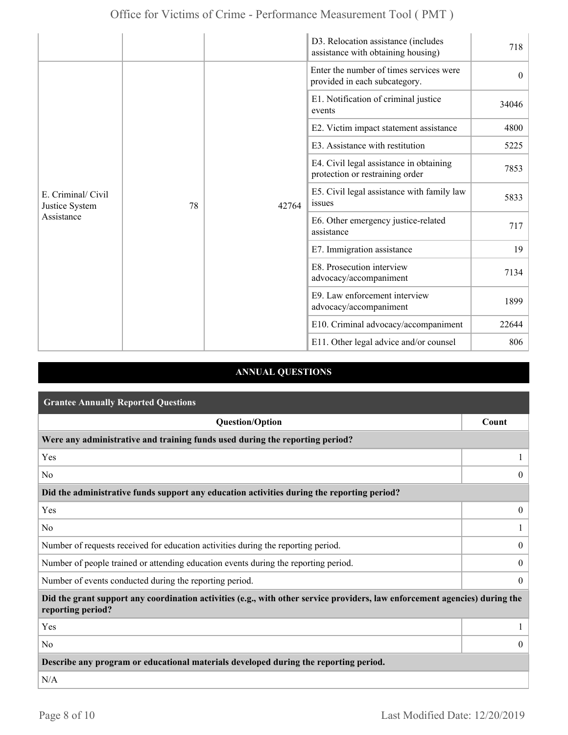| | | | | |
|---|---|---|---|---|
| | | | D3. Relocation assistance (includes assistance with obtaining housing) | 718 |
| E. Criminal/ Civil Justice System Assistance | 78 | 42764 | Enter the number of times services were provided in each subcategory. | 0 |
| | | | E1. Notification of criminal justice events | 34046 |
| | | | E2. Victim impact statement assistance | 4800 |
| | | | E3. Assistance with restitution | 5225 |
| | | | E4. Civil legal assistance in obtaining protection or restraining order | 7853 |
| | | | E5. Civil legal assistance with family law issues | 5833 |
| | | | E6. Other emergency justice-related assistance | 717 |
| | | | E7. Immigration assistance | 19 |
| | | | E8. Prosecution interview advocacy/accompaniment | 7134 |
| | | | E9. Law enforcement interview advocacy/accompaniment | 1899 |
| | | | E10. Criminal advocacy/accompaniment | 22644 |
| | | | E11. Other legal advice and/or counsel | 806 |

## ANNUAL QUESTIONS

### Grantee Annually Reported Questions

| Question/Option | Count |
|---|---|
| **Were any administrative and training funds used during the reporting period?** | |
| Yes | 1 |
| No | 0 |
| **Did the administrative funds support any education activities during the reporting period?** | |
| Yes | 0 |
| No | 1 |
| Number of requests received for education activities during the reporting period. | 0 |
| Number of people trained or attending education events during the reporting period. | 0 |
| Number of events conducted during the reporting period. | 0 |
| **Did the grant support any coordination activities (e.g., with other service providers, law enforcement agencies) during the reporting period?** | |
| Yes | 1 |
| No | 0 |
| **Describe any program or educational materials developed during the reporting period.** | |
| N/A | |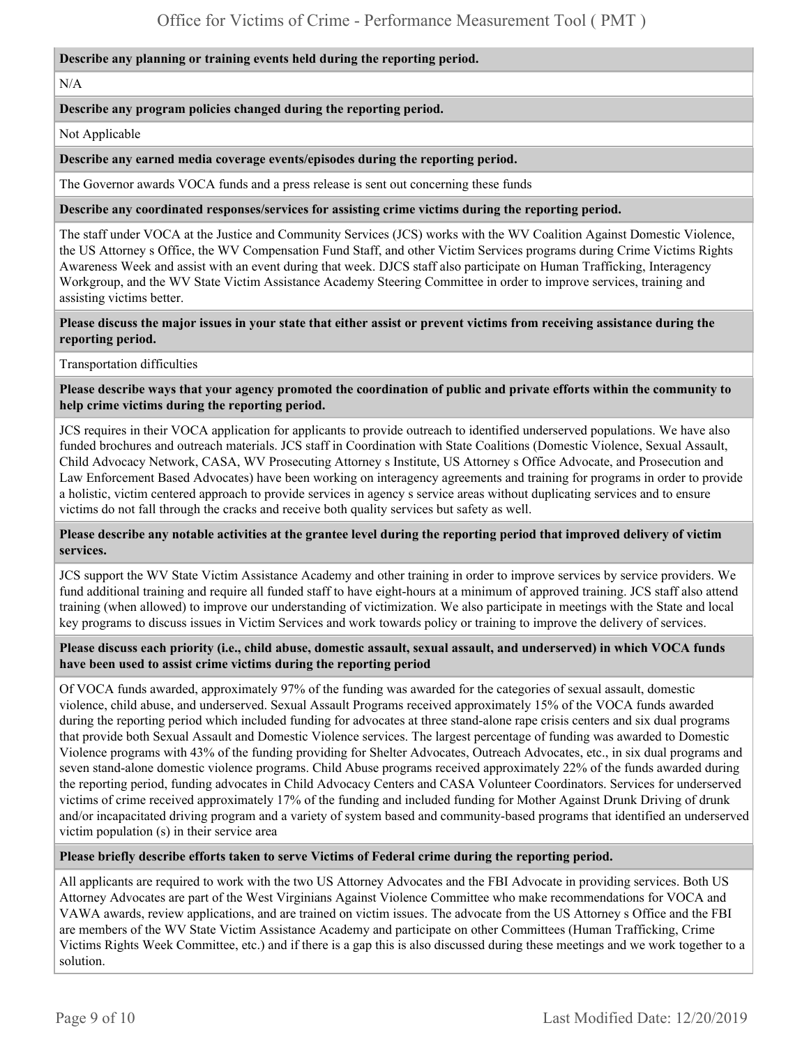**Describe any planning or training events held during the reporting period.**

N/A

**Describe any program policies changed during the reporting period.**

Not Applicable

**Describe any earned media coverage events/episodes during the reporting period.**

The Governor awards VOCA funds and a press release is sent out concerning these funds

**Describe any coordinated responses/services for assisting crime victims during the reporting period.**

The staff under VOCA at the Justice and Community Services (JCS) works with the WV Coalition Against Domestic Violence, the US Attorney s Office, the WV Compensation Fund Staff, and other Victim Services programs during Crime Victims Rights Awareness Week and assist with an event during that week. DJCS staff also participate on Human Trafficking, Interagency Workgroup, and the WV State Victim Assistance Academy Steering Committee in order to improve services, training and assisting victims better.

**Please discuss the major issues in your state that either assist or prevent victims from receiving assistance during the reporting period.**

Transportation difficulties

**Please describe ways that your agency promoted the coordination of public and private efforts within the community to help crime victims during the reporting period.**

JCS requires in their VOCA application for applicants to provide outreach to identified underserved populations. We have also funded brochures and outreach materials. JCS staff in Coordination with State Coalitions (Domestic Violence, Sexual Assault, Child Advocacy Network, CASA, WV Prosecuting Attorney s Institute, US Attorney s Office Advocate, and Prosecution and Law Enforcement Based Advocates) have been working on interagency agreements and training for programs in order to provide a holistic, victim centered approach to provide services in agency s service areas without duplicating services and to ensure victims do not fall through the cracks and receive both quality services but safety as well.

**Please describe any notable activities at the grantee level during the reporting period that improved delivery of victim services.**

JCS support the WV State Victim Assistance Academy and other training in order to improve services by service providers. We fund additional training and require all funded staff to have eight-hours at a minimum of approved training. JCS staff also attend training (when allowed) to improve our understanding of victimization. We also participate in meetings with the State and local key programs to discuss issues in Victim Services and work towards policy or training to improve the delivery of services.

**Please discuss each priority (i.e., child abuse, domestic assault, sexual assault, and underserved) in which VOCA funds have been used to assist crime victims during the reporting period**

Of VOCA funds awarded, approximately 97% of the funding was awarded for the categories of sexual assault, domestic violence, child abuse, and underserved. Sexual Assault Programs received approximately 15% of the VOCA funds awarded during the reporting period which included funding for advocates at three stand-alone rape crisis centers and six dual programs that provide both Sexual Assault and Domestic Violence services. The largest percentage of funding was awarded to Domestic Violence programs with 43% of the funding providing for Shelter Advocates, Outreach Advocates, etc., in six dual programs and seven stand-alone domestic violence programs. Child Abuse programs received approximately 22% of the funds awarded during the reporting period, funding advocates in Child Advocacy Centers and CASA Volunteer Coordinators. Services for underserved victims of crime received approximately 17% of the funding and included funding for Mother Against Drunk Driving of drunk and/or incapacitated driving program and a variety of system based and community-based programs that identified an underserved victim population (s) in their service area

**Please briefly describe efforts taken to serve Victims of Federal crime during the reporting period.**

All applicants are required to work with the two US Attorney Advocates and the FBI Advocate in providing services. Both US Attorney Advocates are part of the West Virginians Against Violence Committee who make recommendations for VOCA and VAWA awards, review applications, and are trained on victim issues. The advocate from the US Attorney s Office and the FBI are members of the WV State Victim Assistance Academy and participate on other Committees (Human Trafficking, Crime Victims Rights Week Committee, etc.) and if there is a gap this is also discussed during these meetings and we work together to a solution.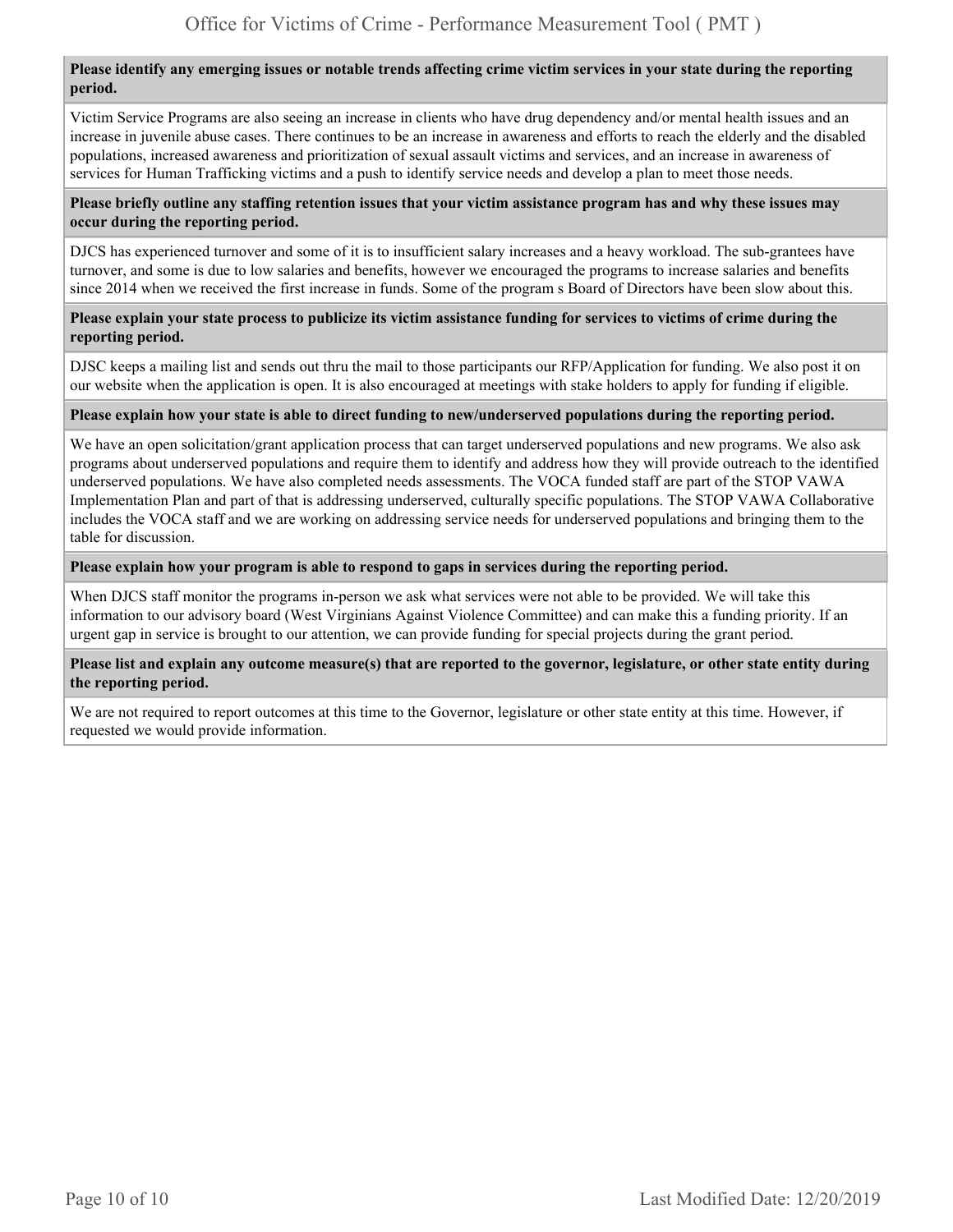**Please identify any emerging issues or notable trends affecting crime victim services in your state during the reporting period.**

Victim Service Programs are also seeing an increase in clients who have drug dependency and/or mental health issues and an increase in juvenile abuse cases. There continues to be an increase in awareness and efforts to reach the elderly and the disabled populations, increased awareness and prioritization of sexual assault victims and services, and an increase in awareness of services for Human Trafficking victims and a push to identify service needs and develop a plan to meet those needs.

**Please briefly outline any staffing retention issues that your victim assistance program has and why these issues may occur during the reporting period.**

DJCS has experienced turnover and some of it is to insufficient salary increases and a heavy workload. The sub-grantees have turnover, and some is due to low salaries and benefits, however we encouraged the programs to increase salaries and benefits since 2014 when we received the first increase in funds. Some of the program s Board of Directors have been slow about this.

**Please explain your state process to publicize its victim assistance funding for services to victims of crime during the reporting period.**

DJSC keeps a mailing list and sends out thru the mail to those participants our RFP/Application for funding. We also post it on our website when the application is open. It is also encouraged at meetings with stake holders to apply for funding if eligible.

**Please explain how your state is able to direct funding to new/underserved populations during the reporting period.**

We have an open solicitation/grant application process that can target underserved populations and new programs. We also ask programs about underserved populations and require them to identify and address how they will provide outreach to the identified underserved populations. We have also completed needs assessments. The VOCA funded staff are part of the STOP VAWA Implementation Plan and part of that is addressing underserved, culturally specific populations. The STOP VAWA Collaborative includes the VOCA staff and we are working on addressing service needs for underserved populations and bringing them to the table for discussion.

**Please explain how your program is able to respond to gaps in services during the reporting period.**

When DJCS staff monitor the programs in-person we ask what services were not able to be provided. We will take this information to our advisory board (West Virginians Against Violence Committee) and can make this a funding priority. If an urgent gap in service is brought to our attention, we can provide funding for special projects during the grant period.

**Please list and explain any outcome measure(s) that are reported to the governor, legislature, or other state entity during the reporting period.**

We are not required to report outcomes at this time to the Governor, legislature or other state entity at this time. However, if requested we would provide information.